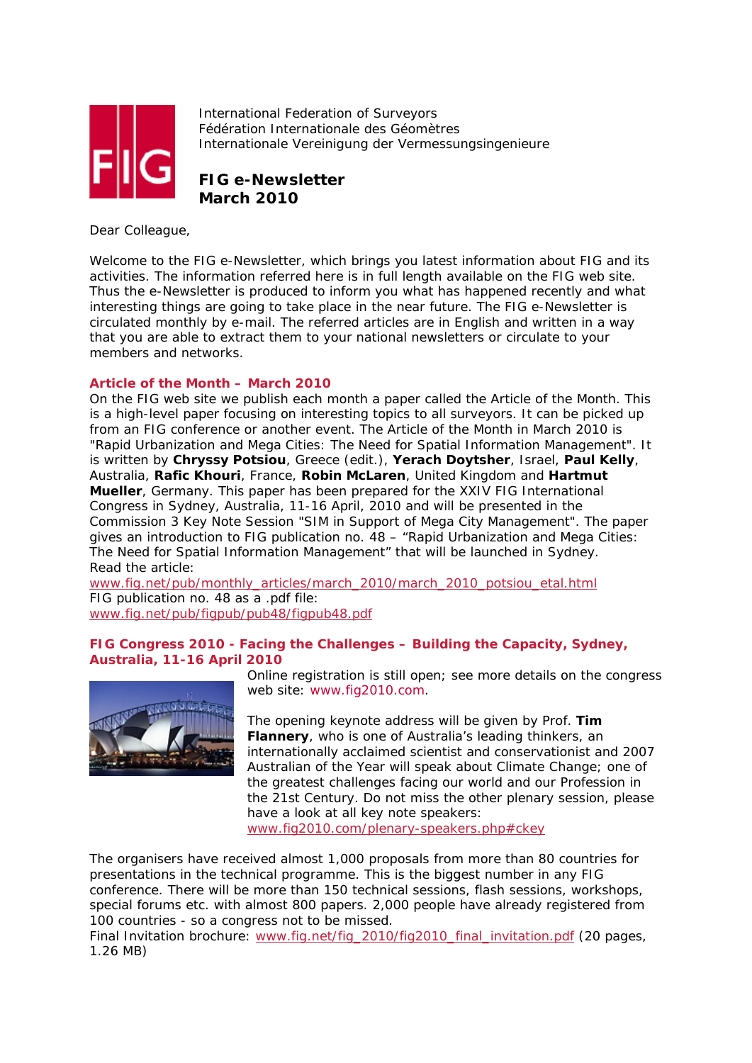International Federation of Surveyors
Fédération Internationale des Géomètres
Internationale Vereinigung der Vermessungsingenieure

# FIG e-Newsletter
# March 2010

Dear Colleague,

Welcome to the FIG e-Newsletter, which brings you latest information about FIG and its activities. The information referred here is in full length available on the FIG web site. Thus the e-Newsletter is produced to inform you what has happened recently and what interesting things are going to take place in the near future. The FIG e-Newsletter is circulated monthly by e-mail. The referred articles are in English and written in a way that you are able to extract them to your national newsletters or circulate to your members and networks.

## Article of the Month – March 2010

On the FIG web site we publish each month a paper called the Article of the Month. This is a high-level paper focusing on interesting topics to all surveyors. It can be picked up from an FIG conference or another event. The Article of the Month in March 2010 is "Rapid Urbanization and Mega Cities: The Need for Spatial Information Management". It is written by **Chryssy Potsiou**, Greece (edit.), **Yerach Doytsher**, Israel, **Paul Kelly**, Australia, **Rafic Khouri**, France, **Robin McLaren**, United Kingdom and **Hartmut Mueller**, Germany. This paper has been prepared for the XXIV FIG International Congress in Sydney, Australia, 11-16 April, 2010 and will be presented in the Commission 3 Key Note Session "SIM in Support of Mega City Management". The paper gives an introduction to FIG publication no. 48 – "Rapid Urbanization and Mega Cities: The Need for Spatial Information Management" that will be launched in Sydney.
Read the article:
www.fig.net/pub/monthly_articles/march_2010/march_2010_potsiou_etal.html
FIG publication no. 48 as a .pdf file:
www.fig.net/pub/figpub/pub48/figpub48.pdf

## FIG Congress 2010 - Facing the Challenges – Building the Capacity, Sydney, Australia, 11-16 April 2010

Online registration is still open; see more details on the congress web site: www.fig2010.com.

The opening keynote address will be given by Prof. **Tim Flannery**, who is one of Australia's leading thinkers, an internationally acclaimed scientist and conservationist and 2007 Australian of the Year will speak about Climate Change; one of the greatest challenges facing our world and our Profession in the 21st Century. Do not miss the other plenary session, please have a look at all key note speakers:
www.fig2010.com/plenary-speakers.php#ckey

The organisers have received almost 1,000 proposals from more than 80 countries for presentations in the technical programme. This is the biggest number in any FIG conference. There will be more than 150 technical sessions, flash sessions, workshops, special forums etc. with almost 800 papers. 2,000 people have already registered from 100 countries - so a congress not to be missed.
Final Invitation brochure: www.fig.net/fig_2010/fig2010_final_invitation.pdf (20 pages, 1.26 MB)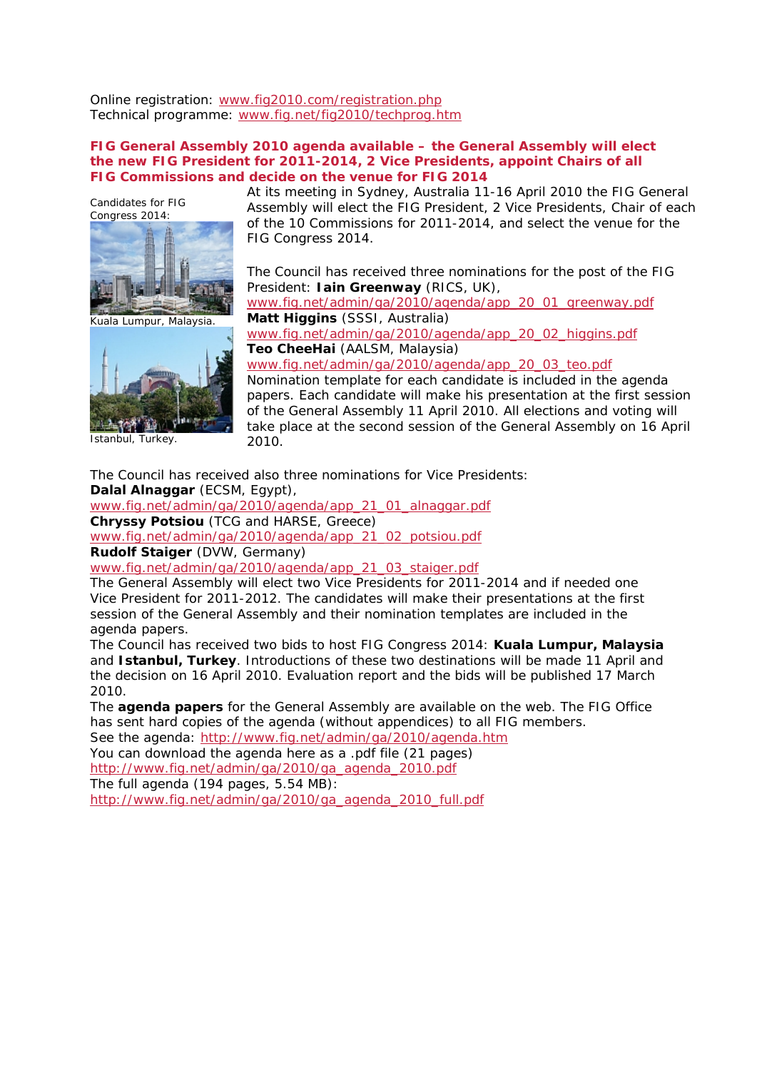Online registration: www.fig2010.com/registration.php
Technical programme: www.fig.net/fig2010/techprog.htm

**FIG General Assembly 2010 agenda available – the General Assembly will elect the new FIG President for 2011-2014, 2 Vice Presidents, appoint Chairs of all FIG Commissions and decide on the venue for FIG 2014**

Candidates for FIG Congress 2014:

Kuala Lumpur, Malaysia.

Istanbul, Turkey.

At its meeting in Sydney, Australia 11-16 April 2010 the FIG General Assembly will elect the FIG President, 2 Vice Presidents, Chair of each of the 10 Commissions for 2011-2014, and select the venue for the FIG Congress 2014.

The Council has received three nominations for the post of the FIG President: **Iain Greenway** (RICS, UK),
www.fig.net/admin/ga/2010/agenda/app_20_01_greenway.pdf
**Matt Higgins** (SSSI, Australia)
www.fig.net/admin/ga/2010/agenda/app_20_02_higgins.pdf
**Teo CheeHai** (AALSM, Malaysia)
www.fig.net/admin/ga/2010/agenda/app_20_03_teo.pdf
Nomination template for each candidate is included in the agenda papers. Each candidate will make his presentation at the first session of the General Assembly 11 April 2010. All elections and voting will take place at the second session of the General Assembly on 16 April 2010.

The Council has received also three nominations for Vice Presidents:
**Dalal Alnaggar** (ECSM, Egypt),
www.fig.net/admin/ga/2010/agenda/app_21_01_alnaggar.pdf
**Chryssy Potsiou** (TCG and HARSE, Greece)
www.fig.net/admin/ga/2010/agenda/app_21_02_potsiou.pdf
**Rudolf Staiger** (DVW, Germany)
www.fig.net/admin/ga/2010/agenda/app_21_03_staiger.pdf
The General Assembly will elect two Vice Presidents for 2011-2014 and if needed one Vice President for 2011-2012. The candidates will make their presentations at the first session of the General Assembly and their nomination templates are included in the agenda papers.
The Council has received two bids to host FIG Congress 2014: **Kuala Lumpur, Malaysia** and **Istanbul, Turkey**. Introductions of these two destinations will be made 11 April and the decision on 16 April 2010. Evaluation report and the bids will be published 17 March 2010.
The **agenda papers** for the General Assembly are available on the web. The FIG Office has sent hard copies of the agenda (without appendices) to all FIG members.
See the agenda: http://www.fig.net/admin/ga/2010/agenda.htm
You can download the agenda here as a .pdf file (21 pages)
http://www.fig.net/admin/ga/2010/ga_agenda_2010.pdf
The full agenda (194 pages, 5.54 MB):
http://www.fig.net/admin/ga/2010/ga_agenda_2010_full.pdf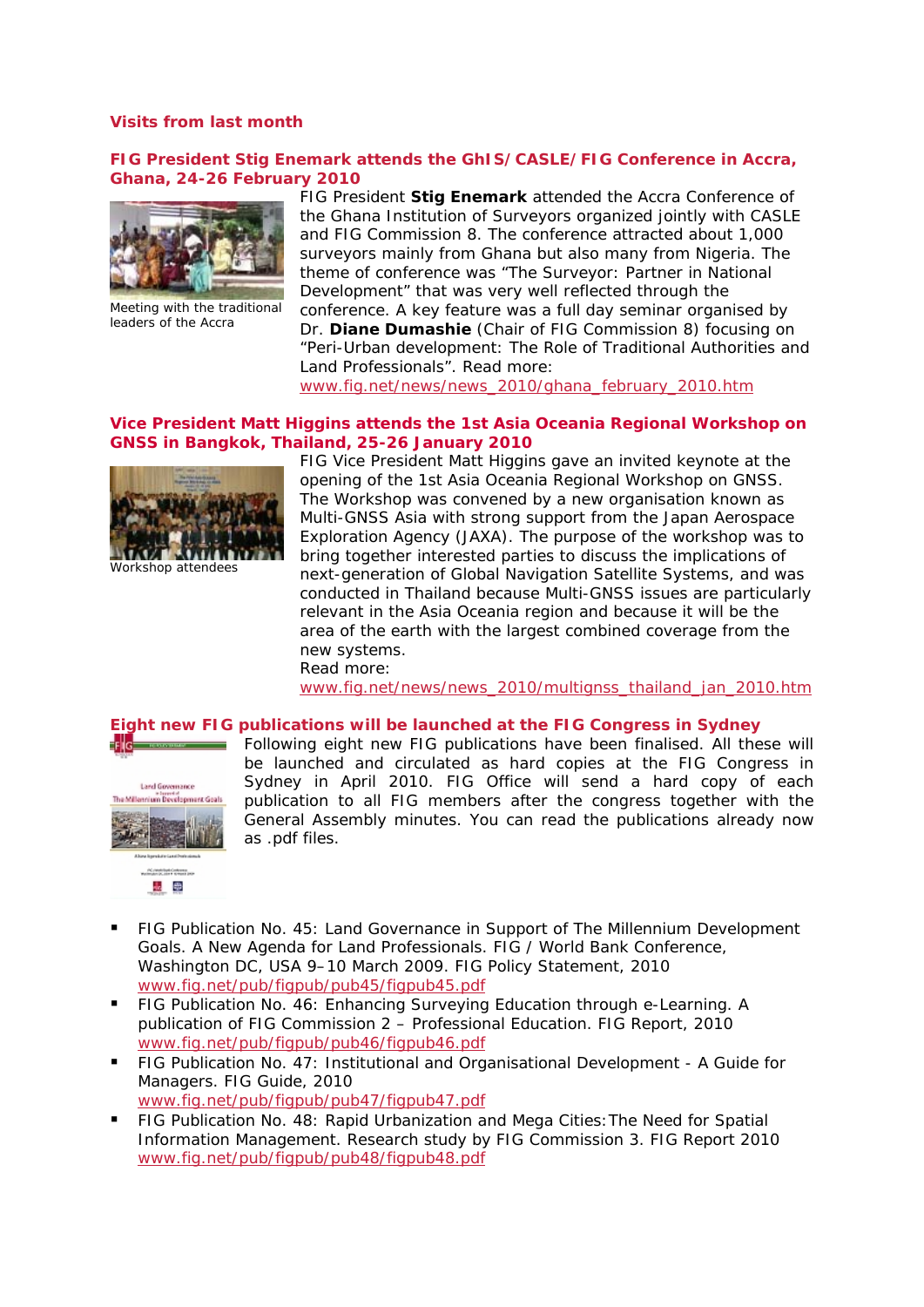## Visits from last month

### FIG President Stig Enemark attends the GhIS/CASLE/FIG Conference in Accra, Ghana, 24-26 February 2010

Meeting with the traditional leaders of the Accra

FIG President **Stig Enemark** attended the Accra Conference of the Ghana Institution of Surveyors organized jointly with CASLE and FIG Commission 8. The conference attracted about 1,000 surveyors mainly from Ghana but also many from Nigeria. The theme of conference was "The Surveyor: Partner in National Development" that was very well reflected through the conference. A key feature was a full day seminar organised by Dr. **Diane Dumashie** (Chair of FIG Commission 8) focusing on "Peri-Urban development: The Role of Traditional Authorities and Land Professionals". Read more: www.fig.net/news/news_2010/ghana_february_2010.htm

### Vice President Matt Higgins attends the 1st Asia Oceania Regional Workshop on GNSS in Bangkok, Thailand, 25-26 January 2010

Workshop attendees

FIG Vice President Matt Higgins gave an invited keynote at the opening of the 1st Asia Oceania Regional Workshop on GNSS. The Workshop was convened by a new organisation known as Multi-GNSS Asia with strong support from the Japan Aerospace Exploration Agency (JAXA). The purpose of the workshop was to bring together interested parties to discuss the implications of next-generation of Global Navigation Satellite Systems, and was conducted in Thailand because Multi-GNSS issues are particularly relevant in the Asia Oceania region and because it will be the area of the earth with the largest combined coverage from the new systems.
Read more:
www.fig.net/news/news_2010/multignss_thailand_jan_2010.htm

### Eight new FIG publications will be launched at the FIG Congress in Sydney

Following eight new FIG publications have been finalised. All these will be launched and circulated as hard copies at the FIG Congress in Sydney in April 2010. FIG Office will send a hard copy of each publication to all FIG members after the congress together with the General Assembly minutes. You can read the publications already now as .pdf files.

- FIG Publication No. 45: Land Governance in Support of The Millennium Development Goals. A New Agenda for Land Professionals. FIG / World Bank Conference, Washington DC, USA 9–10 March 2009. FIG Policy Statement, 2010
  www.fig.net/pub/figpub/pub45/figpub45.pdf
- FIG Publication No. 46: Enhancing Surveying Education through e-Learning. A publication of FIG Commission 2 – Professional Education. FIG Report, 2010
  www.fig.net/pub/figpub/pub46/figpub46.pdf
- FIG Publication No. 47: Institutional and Organisational Development - A Guide for Managers. FIG Guide, 2010
  www.fig.net/pub/figpub/pub47/figpub47.pdf
- FIG Publication No. 48: Rapid Urbanization and Mega Cities:The Need for Spatial Information Management. Research study by FIG Commission 3. FIG Report 2010
  www.fig.net/pub/figpub/pub48/figpub48.pdf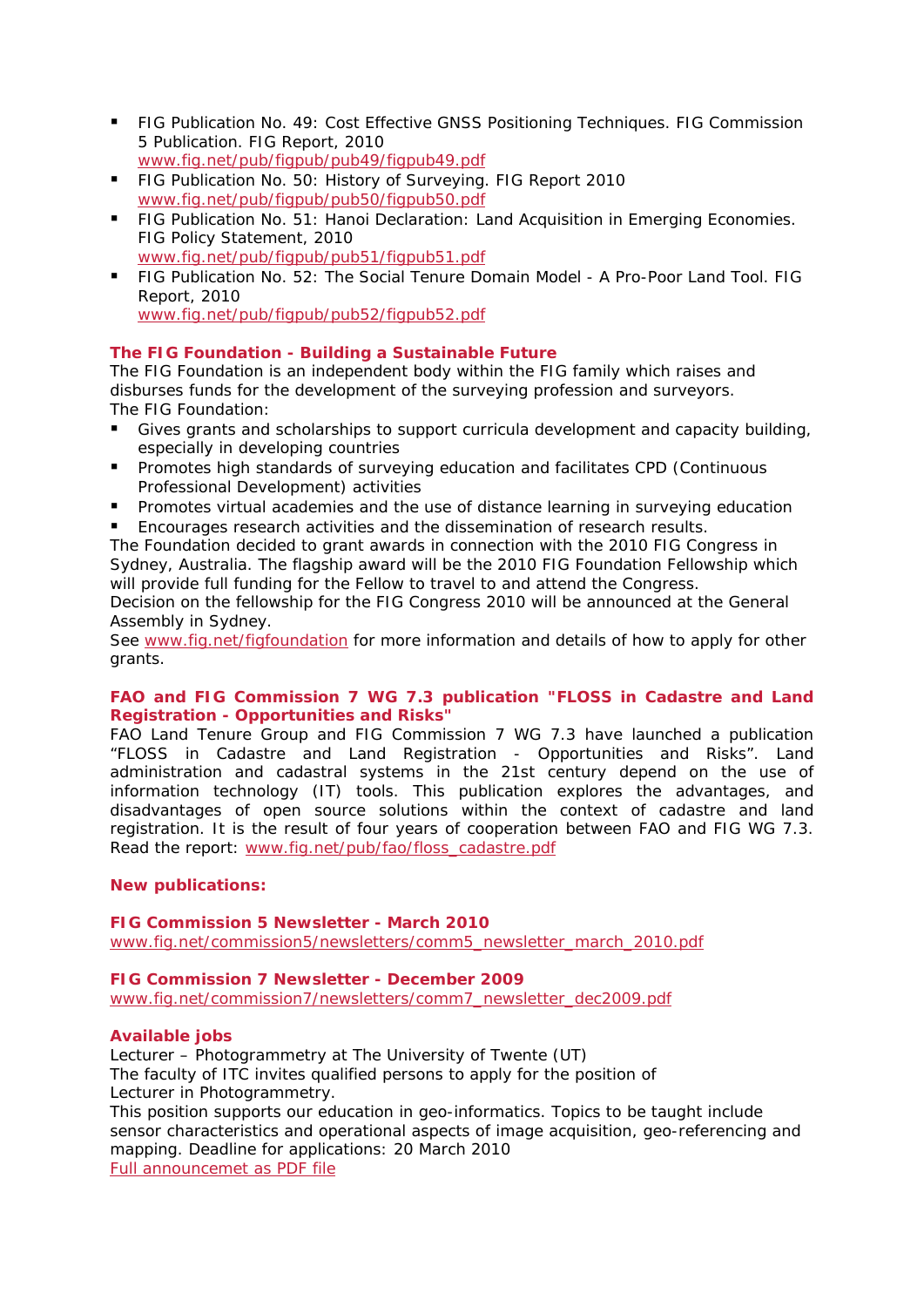- FIG Publication No. 49: Cost Effective GNSS Positioning Techniques. FIG Commission 5 Publication. FIG Report, 2010
  www.fig.net/pub/figpub/pub49/figpub49.pdf
- FIG Publication No. 50: History of Surveying. FIG Report 2010
  www.fig.net/pub/figpub/pub50/figpub50.pdf
- FIG Publication No. 51: Hanoi Declaration: Land Acquisition in Emerging Economies. FIG Policy Statement, 2010
  www.fig.net/pub/figpub/pub51/figpub51.pdf
- FIG Publication No. 52: The Social Tenure Domain Model - A Pro-Poor Land Tool. FIG Report, 2010
  www.fig.net/pub/figpub/pub52/figpub52.pdf

### The FIG Foundation - Building a Sustainable Future

The FIG Foundation is an independent body within the FIG family which raises and disburses funds for the development of the surveying profession and surveyors.
The FIG Foundation:

- Gives grants and scholarships to support curricula development and capacity building, especially in developing countries
- Promotes high standards of surveying education and facilitates CPD (Continuous Professional Development) activities
- Promotes virtual academies and the use of distance learning in surveying education
- Encourages research activities and the dissemination of research results.

The Foundation decided to grant awards in connection with the 2010 FIG Congress in Sydney, Australia. The flagship award will be the 2010 FIG Foundation Fellowship which will provide full funding for the Fellow to travel to and attend the Congress.
Decision on the fellowship for the FIG Congress 2010 will be announced at the General Assembly in Sydney.
See www.fig.net/figfoundation for more information and details of how to apply for other grants.

### FAO and FIG Commission 7 WG 7.3 publication "FLOSS in Cadastre and Land Registration - Opportunities and Risks"

FAO Land Tenure Group and FIG Commission 7 WG 7.3 have launched a publication "FLOSS in Cadastre and Land Registration - Opportunities and Risks". Land administration and cadastral systems in the 21st century depend on the use of information technology (IT) tools. This publication explores the advantages, and disadvantages of open source solutions within the context of cadastre and land registration. It is the result of four years of cooperation between FAO and FIG WG 7.3.
Read the report: www.fig.net/pub/fao/floss_cadastre.pdf

### New publications:

**FIG Commission 5 Newsletter - March 2010**
www.fig.net/commission5/newsletters/comm5_newsletter_march_2010.pdf

**FIG Commission 7 Newsletter - December 2009**
www.fig.net/commission7/newsletters/comm7_newsletter_dec2009.pdf

### Available jobs

Lecturer – Photogrammetry at The University of Twente (UT)
The faculty of ITC invites qualified persons to apply for the position of
Lecturer in Photogrammetry.
This position supports our education in geo-informatics. Topics to be taught include sensor characteristics and operational aspects of image acquisition, geo-referencing and mapping. Deadline for applications: 20 March 2010
Full announcemet as PDF file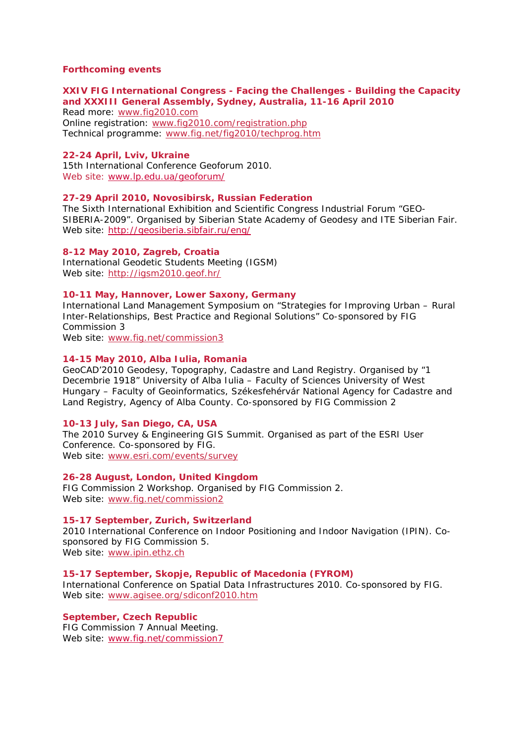## Forthcoming events

### XXIV FIG International Congress - Facing the Challenges - Building the Capacity and XXXIII General Assembly, Sydney, Australia, 11-16 April 2010

Read more: www.fig2010.com
Online registration: www.fig2010.com/registration.php
Technical programme: www.fig.net/fig2010/techprog.htm

### 22-24 April, Lviv, Ukraine

15th International Conference Geoforum 2010.
Web site: www.lp.edu.ua/geoforum/

### 27-29 April 2010, Novosibirsk, Russian Federation

The Sixth International Exhibition and Scientific Congress Industrial Forum "GEO-SIBERIA-2009". Organised by Siberian State Academy of Geodesy and ITE Siberian Fair.
Web site: http://geosiberia.sibfair.ru/eng/

### 8-12 May 2010, Zagreb, Croatia

International Geodetic Students Meeting (IGSM)
Web site: http://igsm2010.geof.hr/

### 10-11 May, Hannover, Lower Saxony, Germany

International Land Management Symposium on "Strategies for Improving Urban – Rural Inter-Relationships, Best Practice and Regional Solutions" Co-sponsored by FIG Commission 3
Web site: www.fig.net/commission3

### 14-15 May 2010, Alba Iulia, Romania

GeoCAD'2010 Geodesy, Topography, Cadastre and Land Registry. Organised by "1 Decembrie 1918" University of Alba Iulia – Faculty of Sciences University of West Hungary – Faculty of Geoinformatics, Székesfehérvár National Agency for Cadastre and Land Registry, Agency of Alba County. Co-sponsored by FIG Commission 2

### 10-13 July, San Diego, CA, USA

The 2010 Survey & Engineering GIS Summit. Organised as part of the ESRI User Conference. Co-sponsored by FIG.
Web site: www.esri.com/events/survey

### 26-28 August, London, United Kingdom

FIG Commission 2 Workshop. Organised by FIG Commission 2.
Web site: www.fig.net/commission2

### 15-17 September, Zurich, Switzerland

2010 International Conference on Indoor Positioning and Indoor Navigation (IPIN). Co-sponsored by FIG Commission 5.
Web site: www.ipin.ethz.ch

### 15-17 September, Skopje, Republic of Macedonia (FYROM)

International Conference on Spatial Data Infrastructures 2010. Co-sponsored by FIG.
Web site: www.agisee.org/sdiconf2010.htm

### September, Czech Republic

FIG Commission 7 Annual Meeting.
Web site: www.fig.net/commission7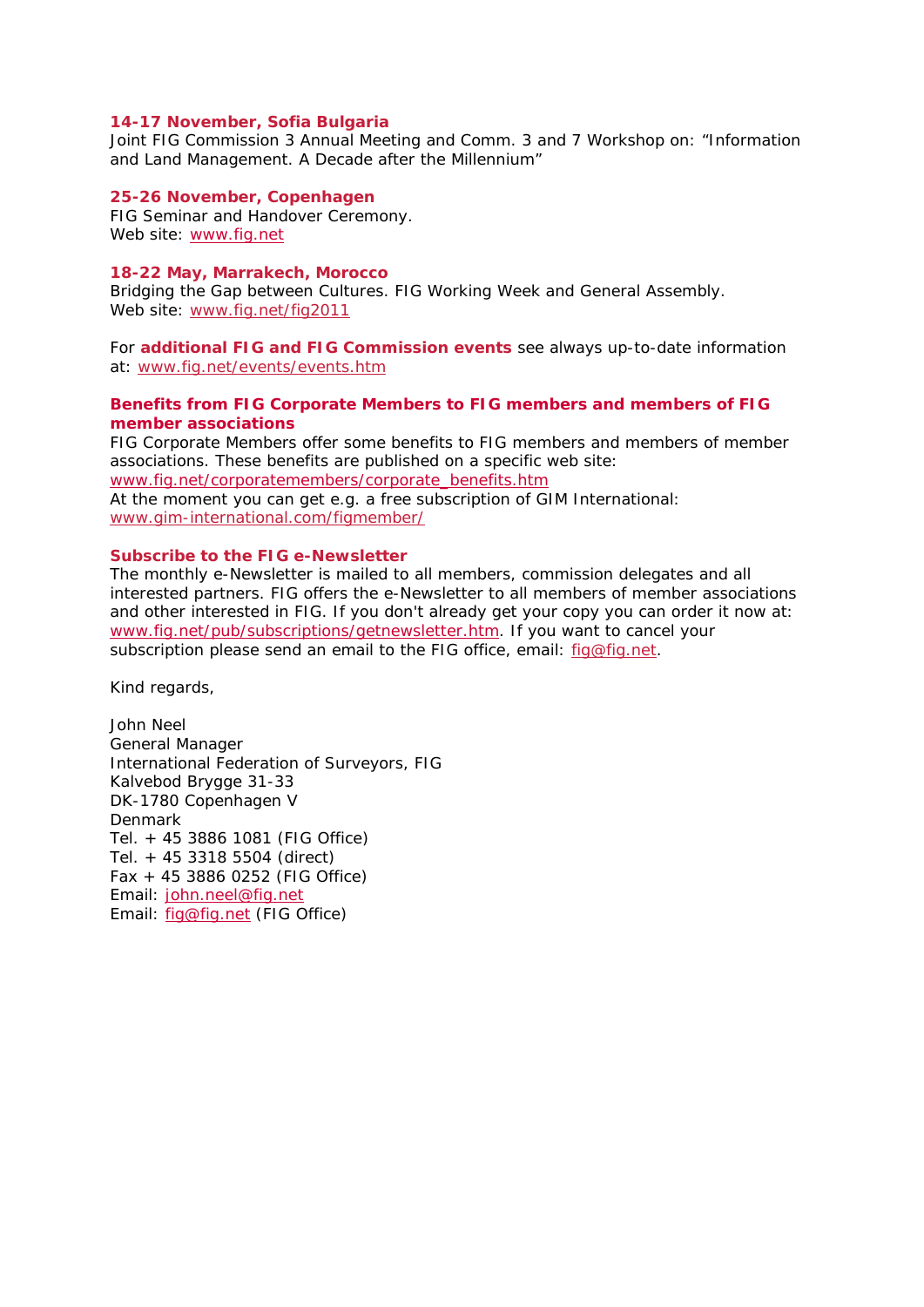**14-17 November, Sofia Bulgaria**
Joint FIG Commission 3 Annual Meeting and Comm. 3 and 7 Workshop on: "Information and Land Management. A Decade after the Millennium"

**25-26 November, Copenhagen**
FIG Seminar and Handover Ceremony.
Web site: www.fig.net

**18-22 May, Marrakech, Morocco**
Bridging the Gap between Cultures. FIG Working Week and General Assembly.
Web site: www.fig.net/fig2011

For **additional FIG and FIG Commission events** see always up-to-date information at: www.fig.net/events/events.htm

**Benefits from FIG Corporate Members to FIG members and members of FIG member associations**
FIG Corporate Members offer some benefits to FIG members and members of member associations. These benefits are published on a specific web site:
www.fig.net/corporatemembers/corporate_benefits.htm
At the moment you can get e.g. a free subscription of GIM International:
www.gim-international.com/figmember/

**Subscribe to the FIG e-Newsletter**
The monthly e-Newsletter is mailed to all members, commission delegates and all interested partners. FIG offers the e-Newsletter to all members of member associations and other interested in FIG. If you don't already get your copy you can order it now at: www.fig.net/pub/subscriptions/getnewsletter.htm. If you want to cancel your subscription please send an email to the FIG office, email: fig@fig.net.

Kind regards,

John Neel
General Manager
International Federation of Surveyors, FIG
Kalvebod Brygge 31-33
DK-1780 Copenhagen V
Denmark
Tel. + 45 3886 1081 (FIG Office)
Tel. + 45 3318 5504 (direct)
Fax + 45 3886 0252 (FIG Office)
Email: john.neel@fig.net
Email: fig@fig.net (FIG Office)